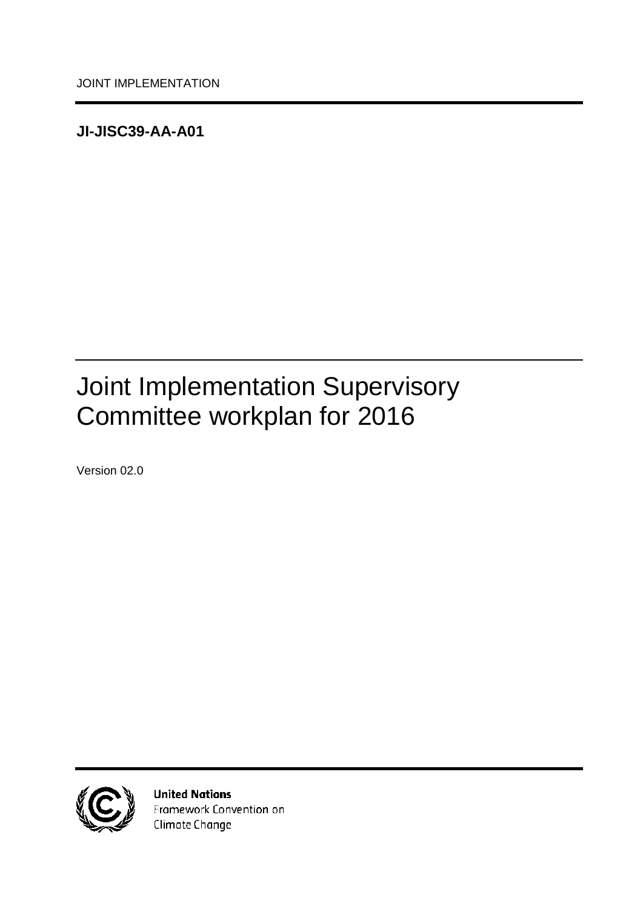JOINT IMPLEMENTATION

**JI-JISC39-AA-A01**

# Joint Implementation Supervisory Committee workplan for 2016

Version 02.0

**United Nations**
Framework Convention on
Climate Change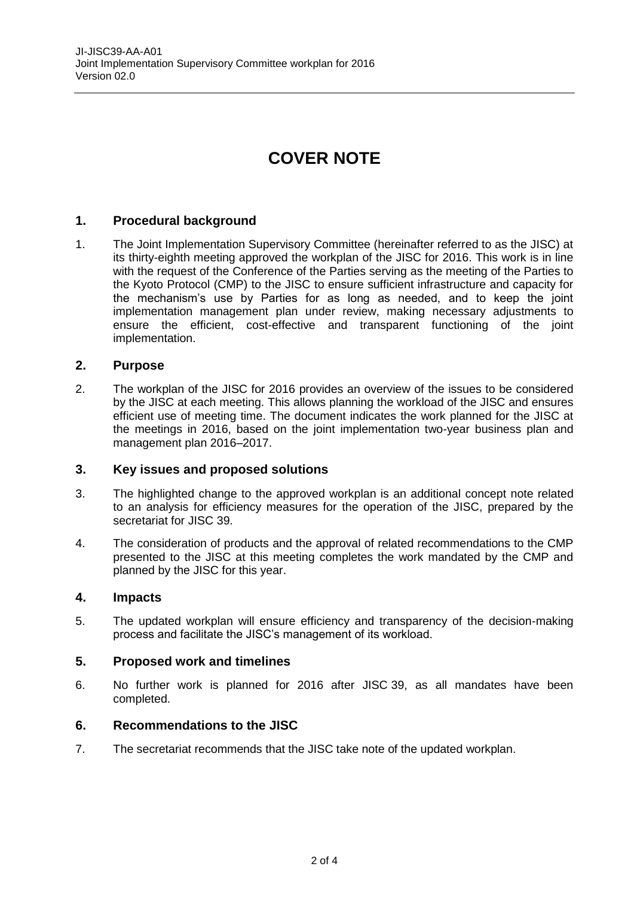# COVER NOTE

## 1. Procedural background

1. The Joint Implementation Supervisory Committee (hereinafter referred to as the JISC) at its thirty-eighth meeting approved the workplan of the JISC for 2016. This work is in line with the request of the Conference of the Parties serving as the meeting of the Parties to the Kyoto Protocol (CMP) to the JISC to ensure sufficient infrastructure and capacity for the mechanism's use by Parties for as long as needed, and to keep the joint implementation management plan under review, making necessary adjustments to ensure the efficient, cost-effective and transparent functioning of the joint implementation.

## 2. Purpose

2. The workplan of the JISC for 2016 provides an overview of the issues to be considered by the JISC at each meeting. This allows planning the workload of the JISC and ensures efficient use of meeting time. The document indicates the work planned for the JISC at the meetings in 2016, based on the joint implementation two-year business plan and management plan 2016–2017.

## 3. Key issues and proposed solutions

3. The highlighted change to the approved workplan is an additional concept note related to an analysis for efficiency measures for the operation of the JISC, prepared by the secretariat for JISC 39.

4. The consideration of products and the approval of related recommendations to the CMP presented to the JISC at this meeting completes the work mandated by the CMP and planned by the JISC for this year.

## 4. Impacts

5. The updated workplan will ensure efficiency and transparency of the decision-making process and facilitate the JISC's management of its workload.

## 5. Proposed work and timelines

6. No further work is planned for 2016 after JISC 39, as all mandates have been completed.

## 6. Recommendations to the JISC

7. The secretariat recommends that the JISC take note of the updated workplan.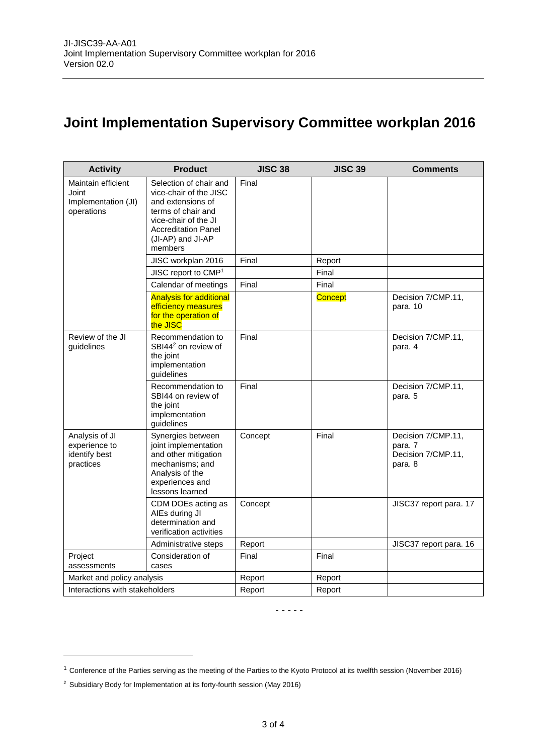# Joint Implementation Supervisory Committee workplan 2016

| Activity | Product | JISC 38 | JISC 39 | Comments |
|---|---|---|---|---|
| Maintain efficient Joint Implementation (JI) operations | Selection of chair and vice-chair of the JISC and extensions of terms of chair and vice-chair of the JI Accreditation Panel (JI-AP) and JI-AP members | Final | | |
| | JISC workplan 2016 | Final | Report | |
| | JISC report to CMP[1] | | Final | |
| | Calendar of meetings | Final | Final | |
| | Analysis for additional efficiency measures for the operation of the JISC | | Concept | Decision 7/CMP.11, para. 10 |
| Review of the JI guidelines | Recommendation to SBI44[2] on review of the joint implementation guidelines | Final | | Decision 7/CMP.11, para. 4 |
| | Recommendation to SBI44 on review of the joint implementation guidelines | Final | | Decision 7/CMP.11, para. 5 |
| Analysis of JI experience to identify best practices | Synergies between joint implementation and other mitigation mechanisms; and Analysis of the experiences and lessons learned | Concept | Final | Decision 7/CMP.11, para. 7 Decision 7/CMP.11, para. 8 |
| | CDM DOEs acting as AIEs during JI determination and verification activities | Concept | | JISC37 report para. 17 |
| | Administrative steps | Report | | JISC37 report para. 16 |
| Project assessments | Consideration of cases | Final | Final | |
| Market and policy analysis | | Report | Report | |
| Interactions with stakeholders | | Report | Report | |

- - - - -

[1] Conference of the Parties serving as the meeting of the Parties to the Kyoto Protocol at its twelfth session (November 2016)

[2] Subsidiary Body for Implementation at its forty-fourth session (May 2016)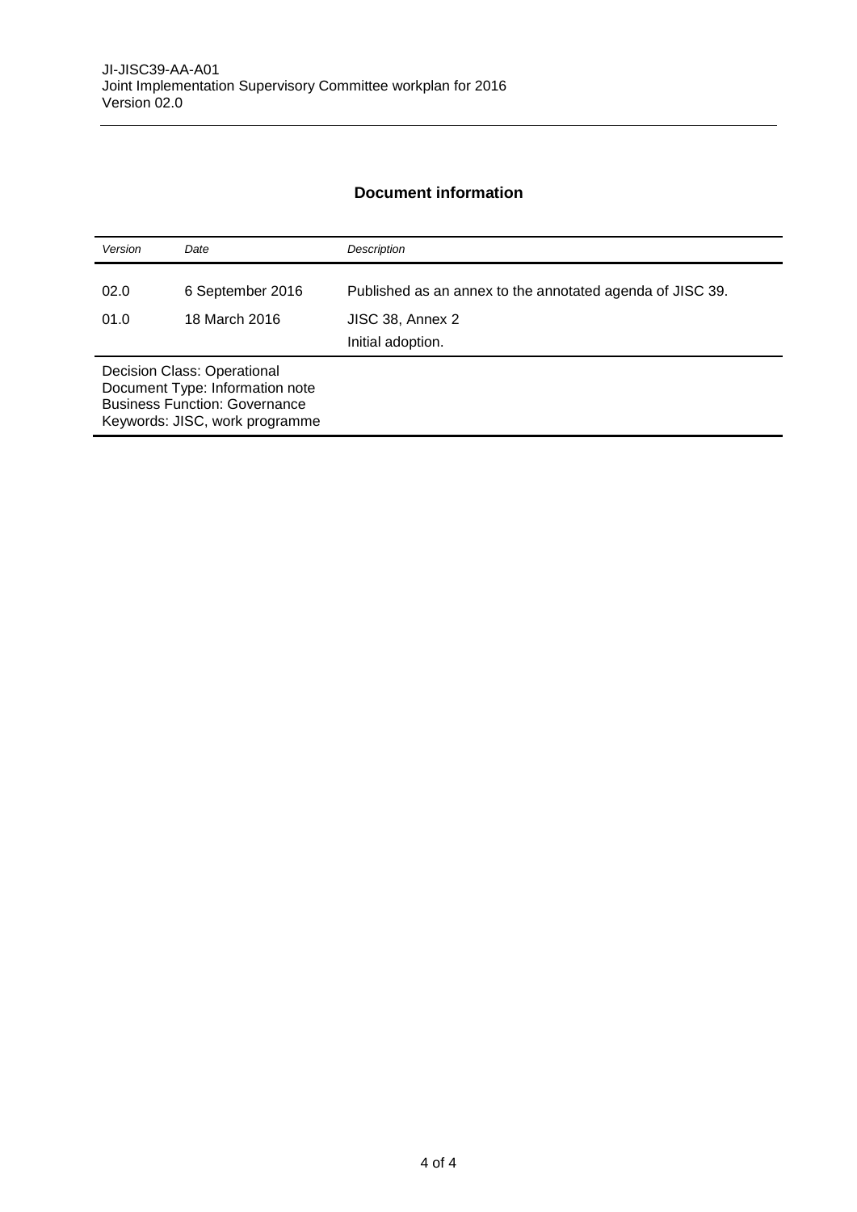## Document information

| *Version* | *Date* | *Description* |
|---|---|---|
| 02.0 | 6 September 2016 | Published as an annex to the annotated agenda of JISC 39. |
| 01.0 | 18 March 2016 | JISC 38, Annex 2<br>Initial adoption. |

Decision Class: Operational
Document Type: Information note
Business Function: Governance
Keywords: JISC, work programme